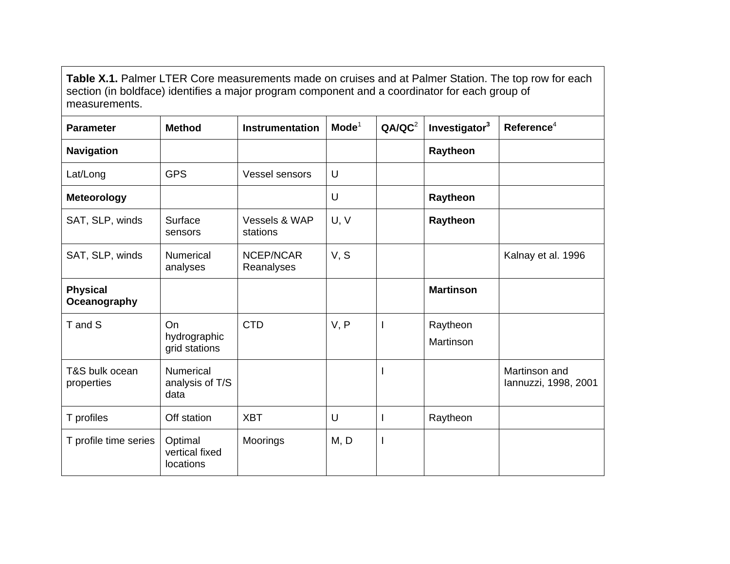**Table X.1.** Palmer LTER Core measurements made on cruises and at Palmer Station. The top row for each section (in boldface) identifies a major program component and a coordinator for each group of measurements.

| Parameter | Method | Instrumentation | Mode[1] | QA/QC[2] | Investigator[3] | Reference[4] |
|---|---|---|---|---|---|---|
| **Navigation** | | | | | **Raytheon** | |
| Lat/Long | GPS | Vessel sensors | U | | | |
| **Meteorology** | | | U | | **Raytheon** | |
| SAT, SLP, winds | Surface sensors | Vessels & WAP stations | U, V | | **Raytheon** | |
| SAT, SLP, winds | Numerical analyses | NCEP/NCAR Reanalyses | V, S | | | Kalnay et al. 1996 |
| **Physical Oceanography** | | | | | **Martinson** | |
| T and S | On hydrographic grid stations | CTD | V, P | I | Raytheon<br>Martinson | |
| T&S bulk ocean properties | Numerical analysis of T/S data | | | I | | Martinson and Iannuzzi, 1998, 2001 |
| T profiles | Off station | XBT | U | I | Raytheon | |
| T profile time series | Optimal vertical fixed locations | Moorings | M, D | I | | |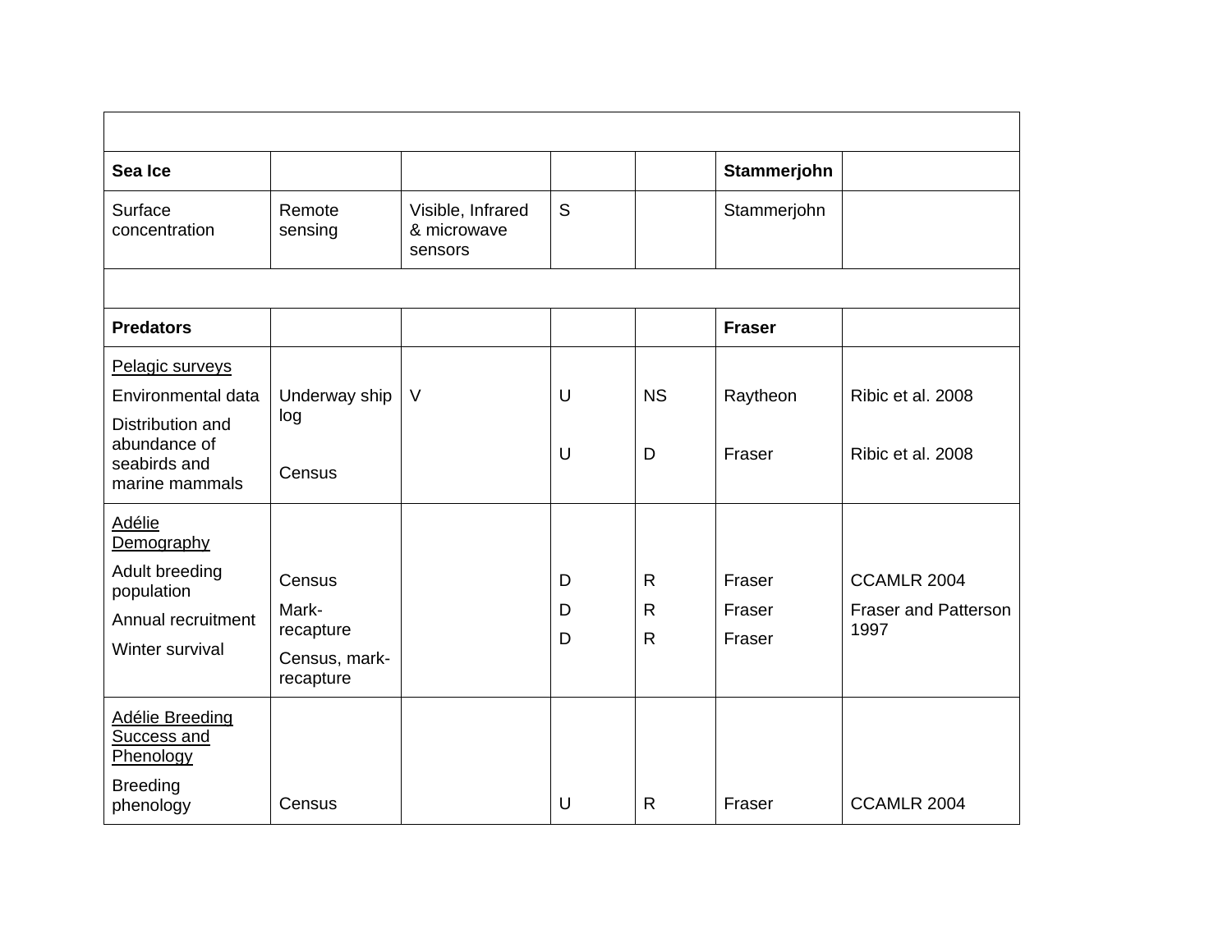| | | | | | | |
|---|---|---|---|---|---|---|
| | | | | | | |
| **Sea Ice** | | | | | **Stammerjohn** | |
| Surface concentration | Remote sensing | Visible, Infrared & microwave sensors | S | | Stammerjohn | |
| | | | | | | |
| **Predators** | | | | | **Fraser** | |
| Pelagic surveys | | | | | | |
| Environmental data | Underway ship log | V | U | NS | Raytheon | Ribic et al. 2008 |
| Distribution and abundance of seabirds and marine mammals | Census | | U | D | Fraser | Ribic et al. 2008 |
| Adélie Demography | | | | | | |
| Adult breeding population | Census | | D | R | Fraser | CCAMLR 2004 |
| Annual recruitment | Mark-recapture | | D | R | Fraser | Fraser and Patterson 1997 |
| Winter survival | Census, mark-recapture | | D | R | Fraser | |
| Adélie Breeding Success and Phenology | | | | | | |
| Breeding phenology | Census | | U | R | Fraser | CCAMLR 2004 |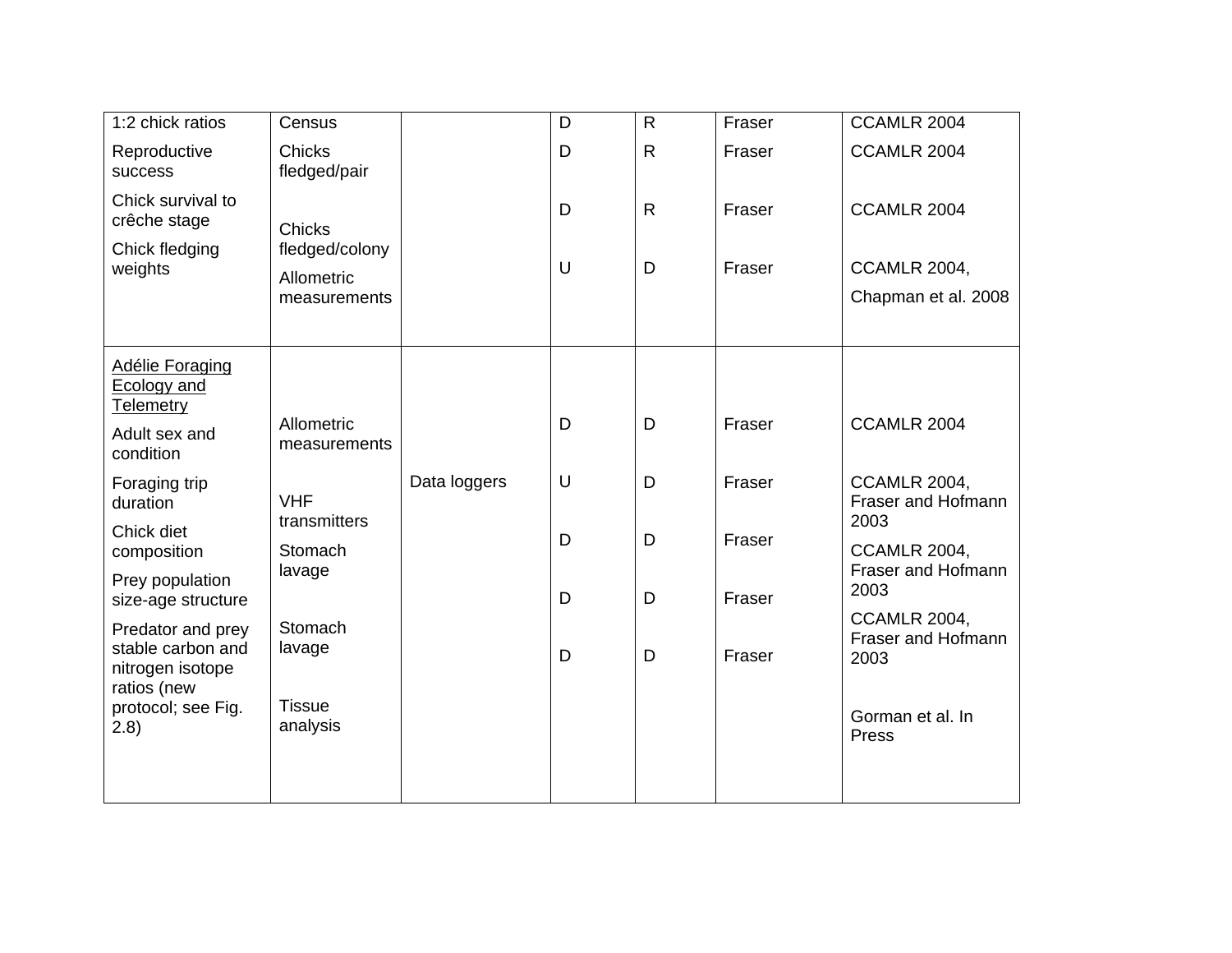| | | | | | | |
|---|---|---|---|---|---|---|
| 1:2 chick ratios | Census | | D | R | Fraser | CCAMLR 2004 |
| Reproductive success | Chicks fledged/pair | | D | R | Fraser | CCAMLR 2004 |
| Chick survival to crêche stage | Chicks fledged/colony | | D | R | Fraser | CCAMLR 2004 |
| Chick fledging weights | Allometric measurements | | U | D | Fraser | CCAMLR 2004, Chapman et al. 2008 |
| Adélie Foraging Ecology and Telemetry | | | | | | |
| Adult sex and condition | Allometric measurements | | D | D | Fraser | CCAMLR 2004 |
| Foraging trip duration | VHF transmitters | Data loggers | U | D | Fraser | CCAMLR 2004, Fraser and Hofmann 2003 |
| Chick diet composition | Stomach lavage | | D | D | Fraser | CCAMLR 2004, Fraser and Hofmann 2003 |
| Prey population size-age structure | Stomach lavage | | D | D | Fraser | CCAMLR 2004, Fraser and Hofmann 2003 |
| Predator and prey stable carbon and nitrogen isotope ratios (new protocol; see Fig. 2.8) | Tissue analysis | | D | D | Fraser | Gorman et al. In Press |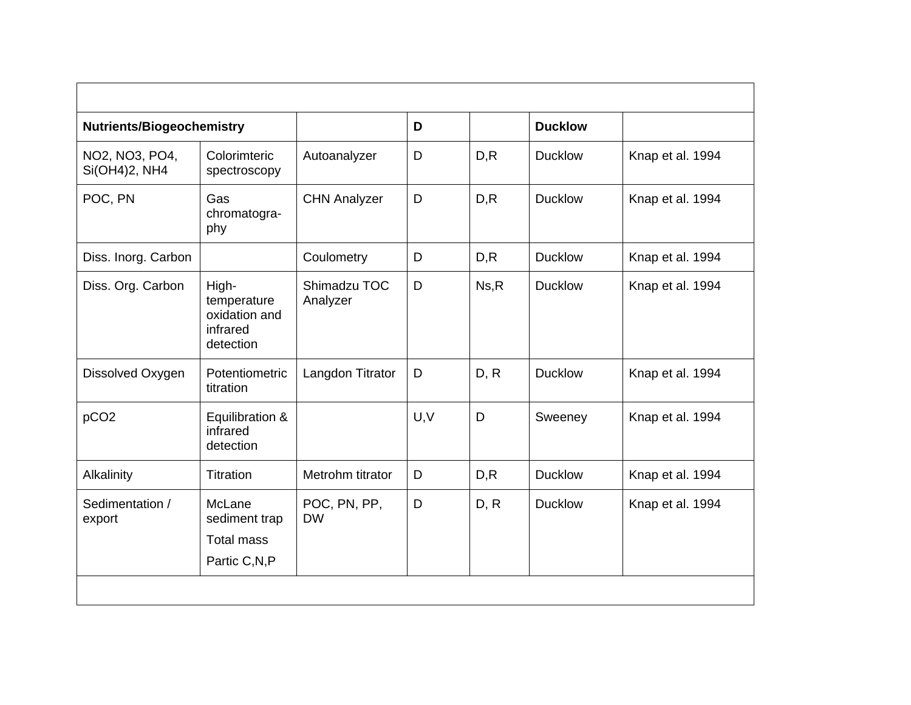| | | | | | | |
|---|---|---|---|---|---|---|
| **Nutrients/Biogeochemistry** | | | **D** | | **Ducklow** | |
| NO2, NO3, PO4, Si(OH)4)2, NH4 | Colorimteric spectroscopy | Autoanalyzer | D | D,R | Ducklow | Knap et al. 1994 |
| POC, PN | Gas chromatogra-phy | CHN Analyzer | D | D,R | Ducklow | Knap et al. 1994 |
| Diss. Inorg. Carbon | | Coulometry | D | D,R | Ducklow | Knap et al. 1994 |
| Diss. Org. Carbon | High-temperature oxidation and infrared detection | Shimadzu TOC Analyzer | D | Ns,R | Ducklow | Knap et al. 1994 |
| Dissolved Oxygen | Potentiometric titration | Langdon Titrator | D | D, R | Ducklow | Knap et al. 1994 |
| pCO2 | Equilibration & infrared detection | | U,V | D | Sweeney | Knap et al. 1994 |
| Alkalinity | Titration | Metrohm titrator | D | D,R | Ducklow | Knap et al. 1994 |
| Sedimentation / export | McLane sediment trap<br>Total mass<br>Partic C,N,P | POC, PN, PP, DW | D | D, R | Ducklow | Knap et al. 1994 |
| | | | | | | |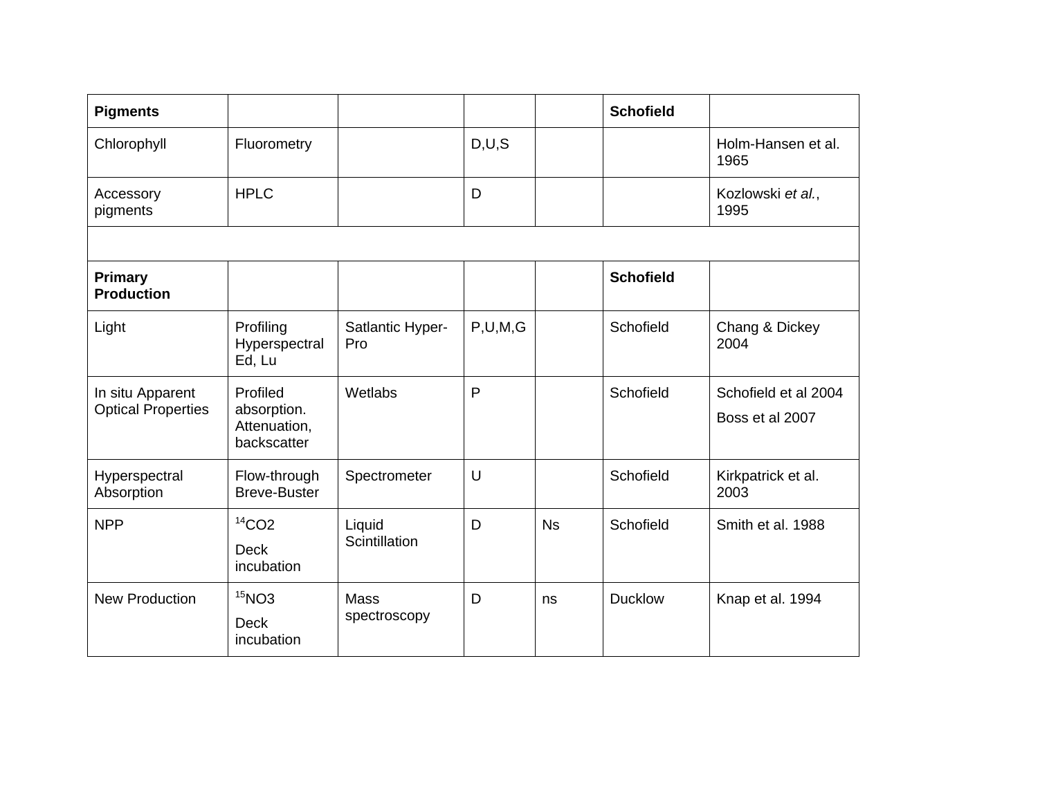| **Pigments** | | | | | **Schofield** | |
|---|---|---|---|---|---|---|
| Chlorophyll | Fluorometry | | D,U,S | | | Holm-Hansen et al. 1965 |
| Accessory pigments | HPLC | | D | | | Kozlowski *et al.*, 1995 |
| | | | | | | |
| **Primary Production** | | | | | **Schofield** | |
| Light | Profiling Hyperspectral Ed, Lu | Satlantic Hyper-Pro | P,U,M,G | | Schofield | Chang & Dickey 2004 |
| In situ Apparent Optical Properties | Profiled absorption. Attenuation, backscatter | Wetlabs | P | | Schofield | Schofield et al 2004<br>Boss et al 2007 |
| Hyperspectral Absorption | Flow-through Breve-Buster | Spectrometer | U | | Schofield | Kirkpatrick et al. 2003 |
| NPP | $^{14}CO_2$<br>Deck incubation | Liquid Scintillation | D | Ns | Schofield | Smith et al. 1988 |
| New Production | $^{15}NO_3$<br>Deck incubation | Mass spectroscopy | D | ns | Ducklow | Knap et al. 1994 |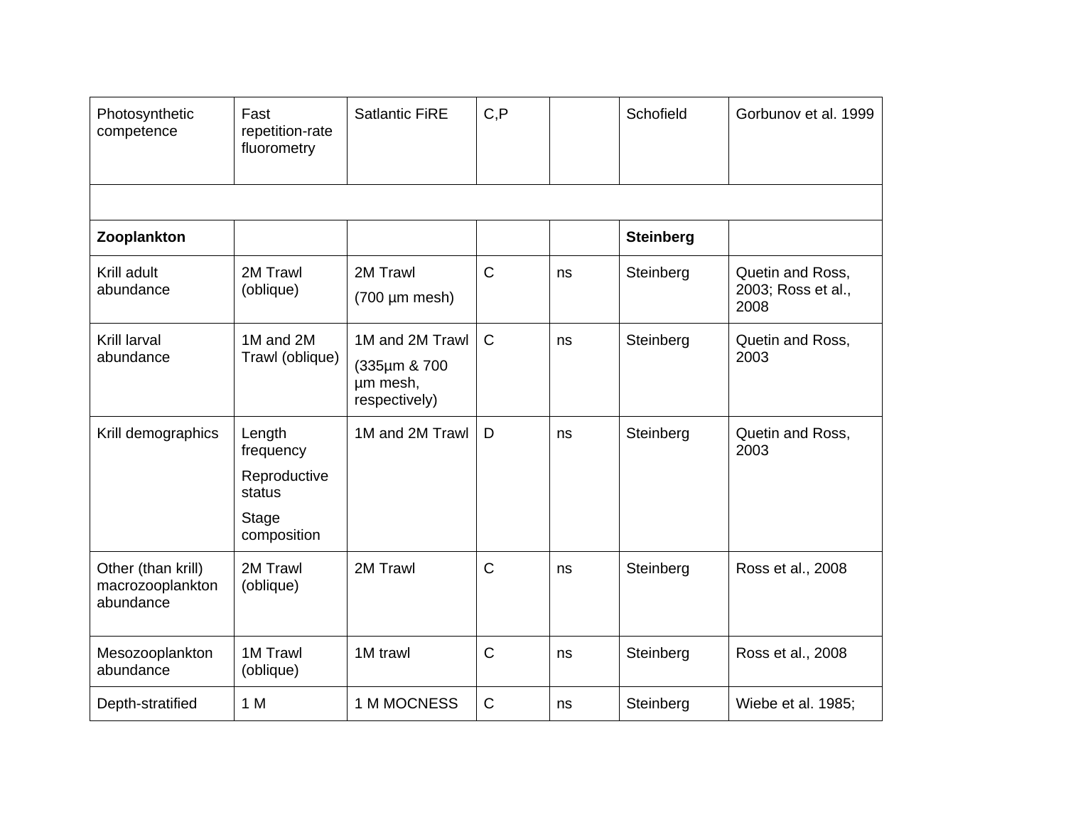| Photosynthetic competence | Fast repetition-rate fluorometry | Satlantic FiRE | C,P | | Schofield | Gorbunov et al. 1999 |
|---|---|---|---|---|---|---|
| | | | | | | |
| **Zooplankton** | | | | | **Steinberg** | |
| Krill adult abundance | 2M Trawl (oblique) | 2M Trawl (700 µm mesh) | C | ns | Steinberg | Quetin and Ross, 2003; Ross et al., 2008 |
| Krill larval abundance | 1M and 2M Trawl (oblique) | 1M and 2M Trawl (335µm & 700 µm mesh, respectively) | C | ns | Steinberg | Quetin and Ross, 2003 |
| Krill demographics | Length frequency Reproductive status Stage composition | 1M and 2M Trawl | D | ns | Steinberg | Quetin and Ross, 2003 |
| Other (than krill) macrozooplankton abundance | 2M Trawl (oblique) | 2M Trawl | C | ns | Steinberg | Ross et al., 2008 |
| Mesozooplankton abundance | 1M Trawl (oblique) | 1M trawl | C | ns | Steinberg | Ross et al., 2008 |
| Depth-stratified | 1 M | 1 M MOCNESS | C | ns | Steinberg | Wiebe et al. 1985; |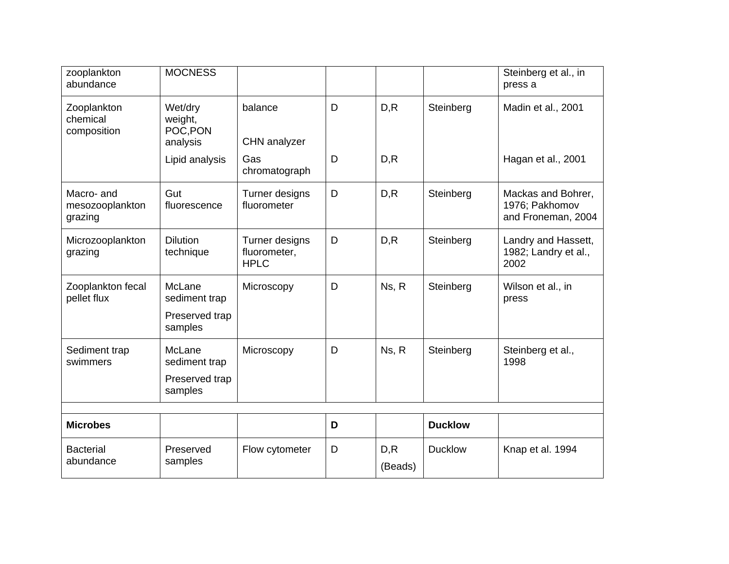| zooplankton abundance | MOCNESS | | | | | Steinberg et al., in press a |
|---|---|---|---|---|---|---|
| Zooplankton chemical composition | Wet/dry weight, POC,PON analysis | balance<br><br>CHN analyzer | D | D,R | Steinberg | Madin et al., 2001 |
| | Lipid analysis | Gas chromatograph | D | D,R | | Hagan et al., 2001 |
| Macro- and mesozooplankton grazing | Gut fluorescence | Turner designs fluorometer | D | D,R | Steinberg | Mackas and Bohrer, 1976; Pakhomov and Froneman, 2004 |
| Microzooplankton grazing | Dilution technique | Turner designs fluorometer, HPLC | D | D,R | Steinberg | Landry and Hassett, 1982; Landry et al., 2002 |
| Zooplankton fecal pellet flux | McLane sediment trap<br>Preserved trap samples | Microscopy | D | Ns, R | Steinberg | Wilson et al., in press |
| Sediment trap swimmers | McLane sediment trap<br>Preserved trap samples | Microscopy | D | Ns, R | Steinberg | Steinberg et al., 1998 |
| | | | | | | |
| **Microbes** | | | **D** | | **Ducklow** | |
| Bacterial abundance | Preserved samples | Flow cytometer | D | D,R<br>(Beads) | Ducklow | Knap et al. 1994 |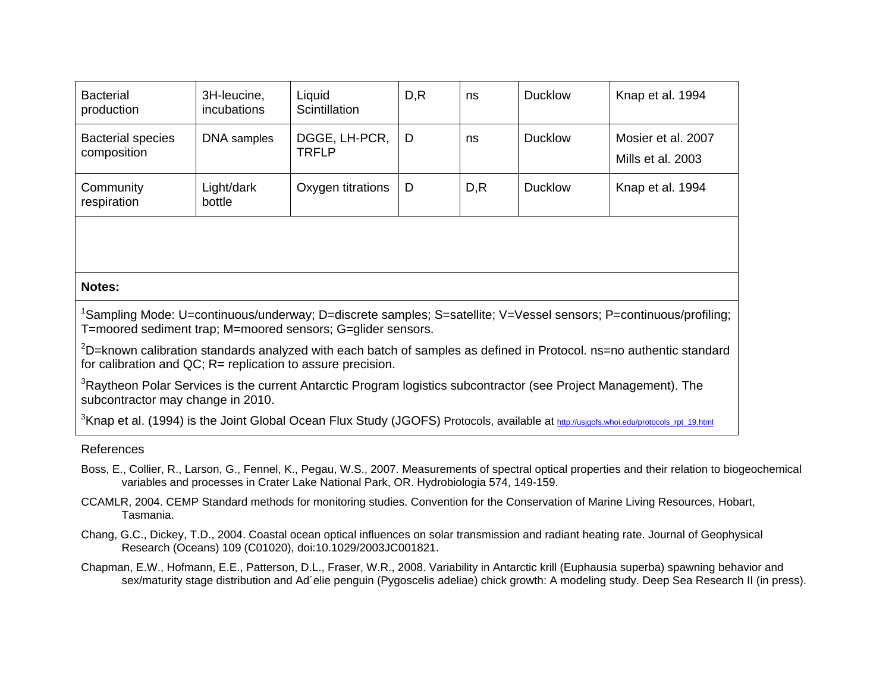| | | | | | | |
|---|---|---|---|---|---|---|
| Bacterial production | 3H-leucine, incubations | Liquid Scintillation | D,R | ns | Ducklow | Knap et al. 1994 |
| Bacterial species composition | DNA samples | DGGE, LH-PCR, TRFLP | D | ns | Ducklow | Mosier et al. 2007<br>Mills et al. 2003 |
| Community respiration | Light/dark bottle | Oxygen titrations | D | D,R | Ducklow | Knap et al. 1994 |

**Notes:**

[1]Sampling Mode: U=continuous/underway; D=discrete samples; S=satellite; V=Vessel sensors; P=continuous/profiling; T=moored sediment trap; M=moored sensors; G=glider sensors.

[2]D=known calibration standards analyzed with each batch of samples as defined in Protocol. ns=no authentic standard for calibration and QC; R= replication to assure precision.

[3]Raytheon Polar Services is the current Antarctic Program logistics subcontractor (see Project Management). The subcontractor may change in 2010.

[3]Knap et al. (1994) is the Joint Global Ocean Flux Study (JGOFS) Protocols, available at http://usjgofs.whoi.edu/protocols_rpt_19.html

References

Boss, E., Collier, R., Larson, G., Fennel, K., Pegau, W.S., 2007. Measurements of spectral optical properties and their relation to biogeochemical variables and processes in Crater Lake National Park, OR. Hydrobiologia 574, 149-159.

CCAMLR, 2004. CEMP Standard methods for monitoring studies. Convention for the Conservation of Marine Living Resources, Hobart, Tasmania.

Chang, G.C., Dickey, T.D., 2004. Coastal ocean optical influences on solar transmission and radiant heating rate. Journal of Geophysical Research (Oceans) 109 (C01020), doi:10.1029/2003JC001821.

Chapman, E.W., Hofmann, E.E., Patterson, D.L., Fraser, W.R., 2008. Variability in Antarctic krill (Euphausia superba) spawning behavior and sex/maturity stage distribution and Ad´elie penguin (Pygoscelis adeliae) chick growth: A modeling study. Deep Sea Research II (in press).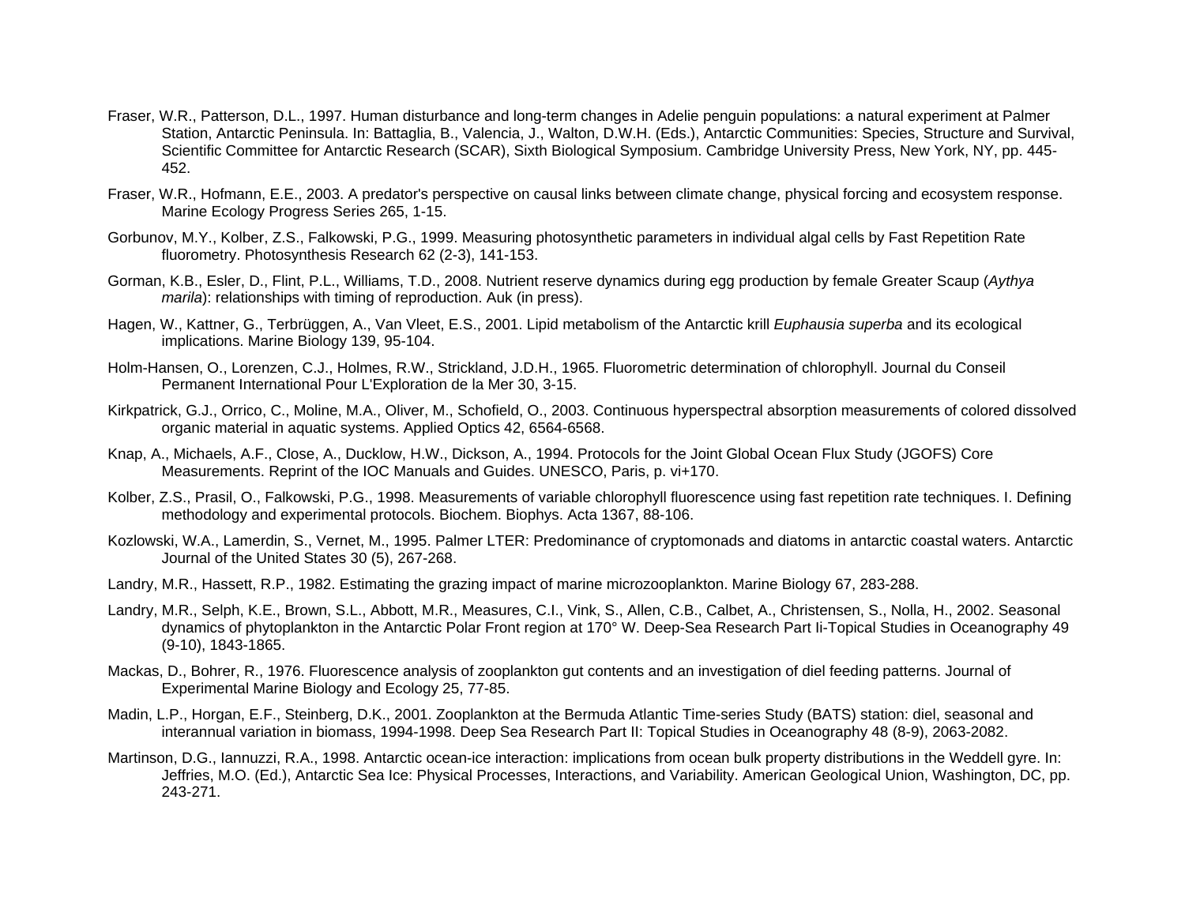Fraser, W.R., Patterson, D.L., 1997. Human disturbance and long-term changes in Adelie penguin populations: a natural experiment at Palmer Station, Antarctic Peninsula. In: Battaglia, B., Valencia, J., Walton, D.W.H. (Eds.), Antarctic Communities: Species, Structure and Survival, Scientific Committee for Antarctic Research (SCAR), Sixth Biological Symposium. Cambridge University Press, New York, NY, pp. 445-452.

Fraser, W.R., Hofmann, E.E., 2003. A predator's perspective on causal links between climate change, physical forcing and ecosystem response. Marine Ecology Progress Series 265, 1-15.

Gorbunov, M.Y., Kolber, Z.S., Falkowski, P.G., 1999. Measuring photosynthetic parameters in individual algal cells by Fast Repetition Rate fluorometry. Photosynthesis Research 62 (2-3), 141-153.

Gorman, K.B., Esler, D., Flint, P.L., Williams, T.D., 2008. Nutrient reserve dynamics during egg production by female Greater Scaup (*Aythya marila*): relationships with timing of reproduction. Auk (in press).

Hagen, W., Kattner, G., Terbrüggen, A., Van Vleet, E.S., 2001. Lipid metabolism of the Antarctic krill *Euphausia superba* and its ecological implications. Marine Biology 139, 95-104.

Holm-Hansen, O., Lorenzen, C.J., Holmes, R.W., Strickland, J.D.H., 1965. Fluorometric determination of chlorophyll. Journal du Conseil Permanent International Pour L'Exploration de la Mer 30, 3-15.

Kirkpatrick, G.J., Orrico, C., Moline, M.A., Oliver, M., Schofield, O., 2003. Continuous hyperspectral absorption measurements of colored dissolved organic material in aquatic systems. Applied Optics 42, 6564-6568.

Knap, A., Michaels, A.F., Close, A., Ducklow, H.W., Dickson, A., 1994. Protocols for the Joint Global Ocean Flux Study (JGOFS) Core Measurements. Reprint of the IOC Manuals and Guides. UNESCO, Paris, p. vi+170.

Kolber, Z.S., Prasil, O., Falkowski, P.G., 1998. Measurements of variable chlorophyll fluorescence using fast repetition rate techniques. I. Defining methodology and experimental protocols. Biochem. Biophys. Acta 1367, 88-106.

Kozlowski, W.A., Lamerdin, S., Vernet, M., 1995. Palmer LTER: Predominance of cryptomonads and diatoms in antarctic coastal waters. Antarctic Journal of the United States 30 (5), 267-268.

Landry, M.R., Hassett, R.P., 1982. Estimating the grazing impact of marine microzooplankton. Marine Biology 67, 283-288.

Landry, M.R., Selph, K.E., Brown, S.L., Abbott, M.R., Measures, C.I., Vink, S., Allen, C.B., Calbet, A., Christensen, S., Nolla, H., 2002. Seasonal dynamics of phytoplankton in the Antarctic Polar Front region at 170° W. Deep-Sea Research Part Ii-Topical Studies in Oceanography 49 (9-10), 1843-1865.

Mackas, D., Bohrer, R., 1976. Fluorescence analysis of zooplankton gut contents and an investigation of diel feeding patterns. Journal of Experimental Marine Biology and Ecology 25, 77-85.

Madin, L.P., Horgan, E.F., Steinberg, D.K., 2001. Zooplankton at the Bermuda Atlantic Time-series Study (BATS) station: diel, seasonal and interannual variation in biomass, 1994-1998. Deep Sea Research Part II: Topical Studies in Oceanography 48 (8-9), 2063-2082.

Martinson, D.G., Iannuzzi, R.A., 1998. Antarctic ocean-ice interaction: implications from ocean bulk property distributions in the Weddell gyre. In: Jeffries, M.O. (Ed.), Antarctic Sea Ice: Physical Processes, Interactions, and Variability. American Geological Union, Washington, DC, pp. 243-271.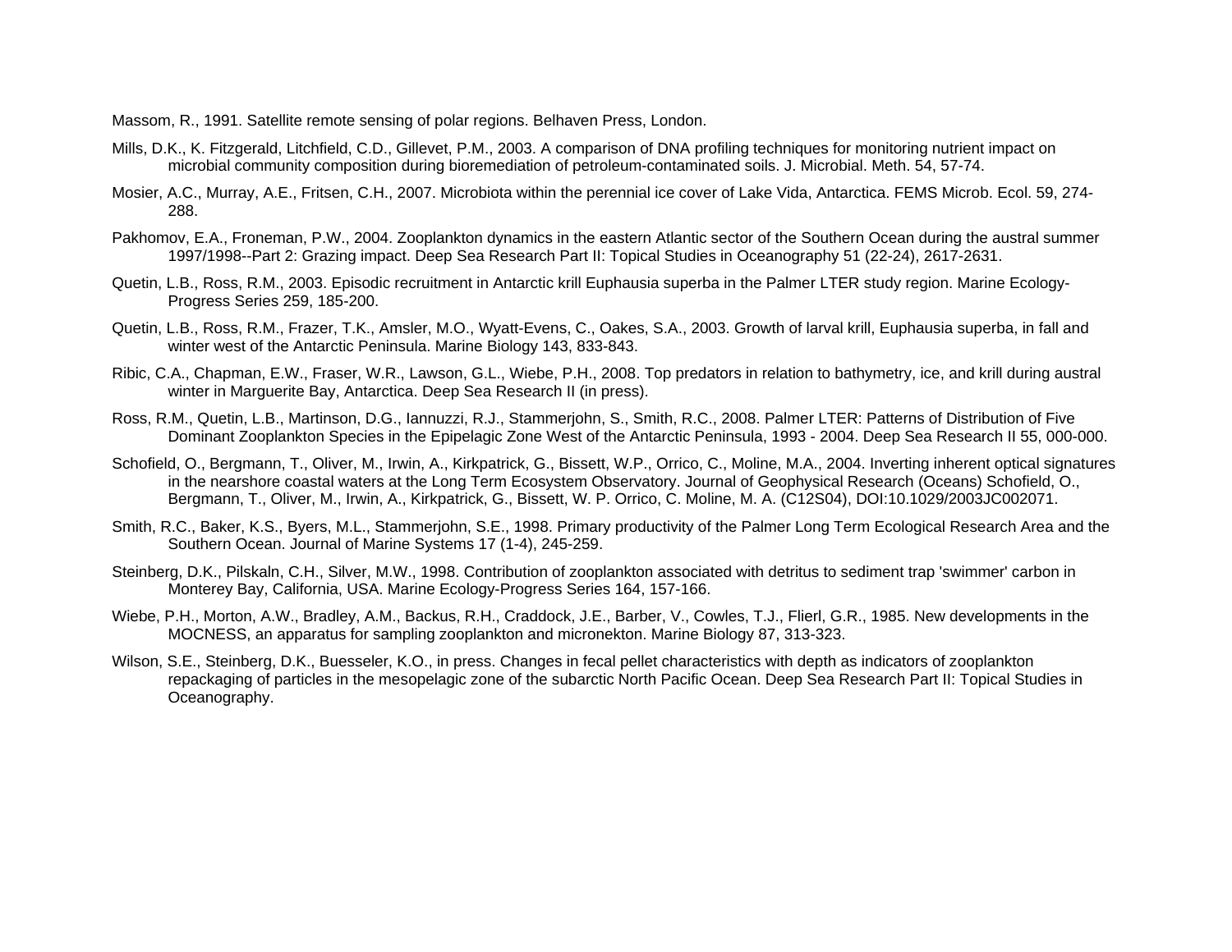Massom, R., 1991. Satellite remote sensing of polar regions. Belhaven Press, London.

Mills, D.K., K. Fitzgerald, Litchfield, C.D., Gillevet, P.M., 2003. A comparison of DNA profiling techniques for monitoring nutrient impact on microbial community composition during bioremediation of petroleum-contaminated soils. J. Microbial. Meth. 54, 57-74.

Mosier, A.C., Murray, A.E., Fritsen, C.H., 2007. Microbiota within the perennial ice cover of Lake Vida, Antarctica. FEMS Microb. Ecol. 59, 274-288.

Pakhomov, E.A., Froneman, P.W., 2004. Zooplankton dynamics in the eastern Atlantic sector of the Southern Ocean during the austral summer 1997/1998--Part 2: Grazing impact. Deep Sea Research Part II: Topical Studies in Oceanography 51 (22-24), 2617-2631.

Quetin, L.B., Ross, R.M., 2003. Episodic recruitment in Antarctic krill Euphausia superba in the Palmer LTER study region. Marine Ecology-Progress Series 259, 185-200.

Quetin, L.B., Ross, R.M., Frazer, T.K., Amsler, M.O., Wyatt-Evens, C., Oakes, S.A., 2003. Growth of larval krill, Euphausia superba, in fall and winter west of the Antarctic Peninsula. Marine Biology 143, 833-843.

Ribic, C.A., Chapman, E.W., Fraser, W.R., Lawson, G.L., Wiebe, P.H., 2008. Top predators in relation to bathymetry, ice, and krill during austral winter in Marguerite Bay, Antarctica. Deep Sea Research II (in press).

Ross, R.M., Quetin, L.B., Martinson, D.G., Iannuzzi, R.J., Stammerjohn, S., Smith, R.C., 2008. Palmer LTER: Patterns of Distribution of Five Dominant Zooplankton Species in the Epipelagic Zone West of the Antarctic Peninsula, 1993 - 2004. Deep Sea Research II 55, 000-000.

Schofield, O., Bergmann, T., Oliver, M., Irwin, A., Kirkpatrick, G., Bissett, W.P., Orrico, C., Moline, M.A., 2004. Inverting inherent optical signatures in the nearshore coastal waters at the Long Term Ecosystem Observatory. Journal of Geophysical Research (Oceans) Schofield, O., Bergmann, T., Oliver, M., Irwin, A., Kirkpatrick, G., Bissett, W. P. Orrico, C. Moline, M. A. (C12S04), DOI:10.1029/2003JC002071.

Smith, R.C., Baker, K.S., Byers, M.L., Stammerjohn, S.E., 1998. Primary productivity of the Palmer Long Term Ecological Research Area and the Southern Ocean. Journal of Marine Systems 17 (1-4), 245-259.

Steinberg, D.K., Pilskaln, C.H., Silver, M.W., 1998. Contribution of zooplankton associated with detritus to sediment trap 'swimmer' carbon in Monterey Bay, California, USA. Marine Ecology-Progress Series 164, 157-166.

Wiebe, P.H., Morton, A.W., Bradley, A.M., Backus, R.H., Craddock, J.E., Barber, V., Cowles, T.J., Flierl, G.R., 1985. New developments in the MOCNESS, an apparatus for sampling zooplankton and micronekton. Marine Biology 87, 313-323.

Wilson, S.E., Steinberg, D.K., Buesseler, K.O., in press. Changes in fecal pellet characteristics with depth as indicators of zooplankton repackaging of particles in the mesopelagic zone of the subarctic North Pacific Ocean. Deep Sea Research Part II: Topical Studies in Oceanography.